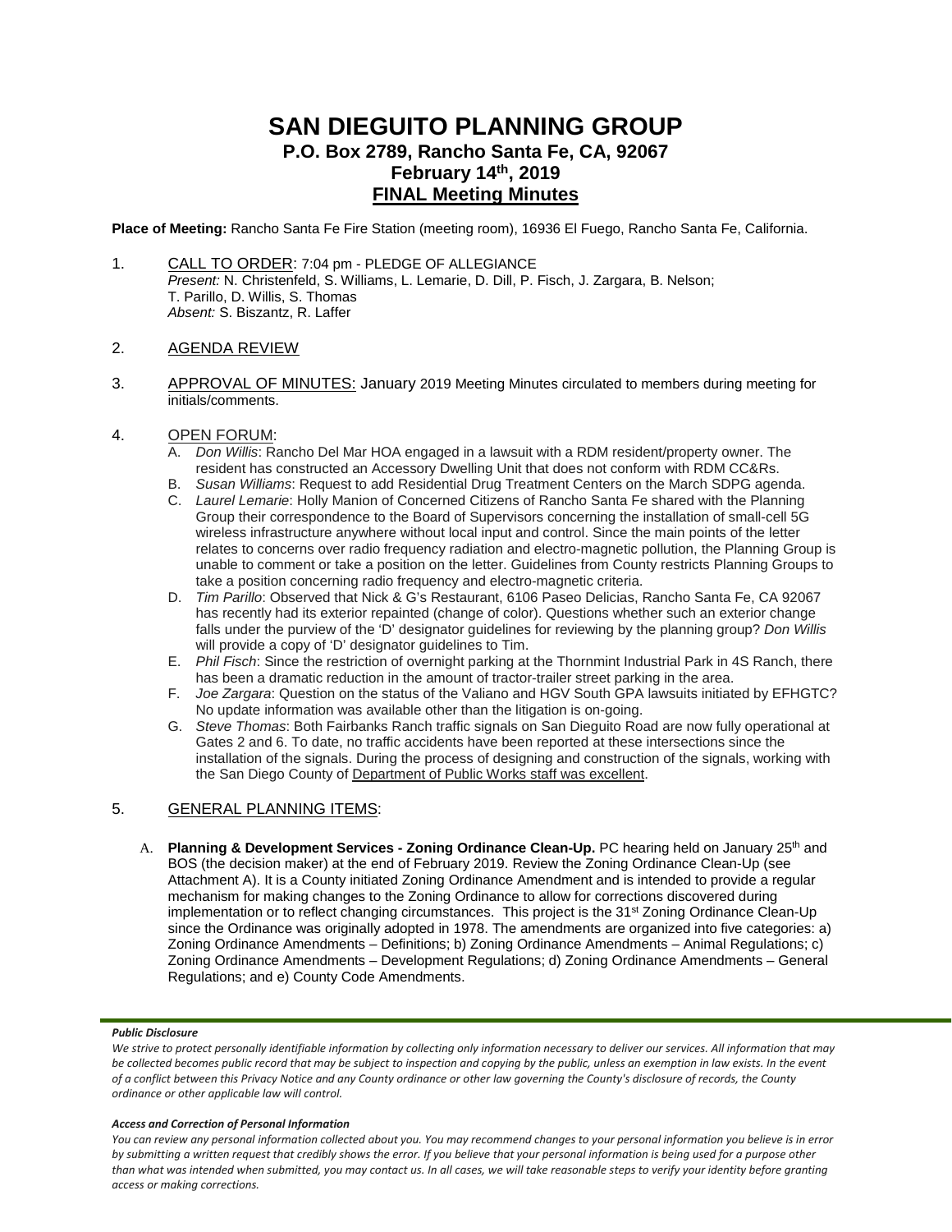# SAN DIEGUITO PLANNING GROUP

## P.O. Box 2789, Rancho Santa Fe, CA, 92067

## February 14th, 2019

## FINAL Meeting Minutes

**Place of Meeting:** Rancho Santa Fe Fire Station (meeting room), 16936 El Fuego, Rancho Santa Fe, California.

1. CALL TO ORDER: 7:04 pm - PLEDGE OF ALLEGIANCE
   *Present:* N. Christenfeld, S. Williams, L. Lemarie, D. Dill, P. Fisch, J. Zargara, B. Nelson; T. Parillo, D. Willis, S. Thomas
   *Absent:* S. Biszantz, R. Laffer

2. AGENDA REVIEW

3. APPROVAL OF MINUTES: January 2019 Meeting Minutes circulated to members during meeting for initials/comments.

4. OPEN FORUM:
   A. *Don Willis*: Rancho Del Mar HOA engaged in a lawsuit with a RDM resident/property owner. The resident has constructed an Accessory Dwelling Unit that does not conform with RDM CC&Rs.
   B. *Susan Williams*: Request to add Residential Drug Treatment Centers on the March SDPG agenda.
   C. *Laurel Lemarie*: Holly Manion of Concerned Citizens of Rancho Santa Fe shared with the Planning Group their correspondence to the Board of Supervisors concerning the installation of small-cell 5G wireless infrastructure anywhere without local input and control. Since the main points of the letter relates to concerns over radio frequency radiation and electro-magnetic pollution, the Planning Group is unable to comment or take a position on the letter. Guidelines from County restricts Planning Groups to take a position concerning radio frequency and electro-magnetic criteria.
   D. *Tim Parillo*: Observed that Nick & G's Restaurant, 6106 Paseo Delicias, Rancho Santa Fe, CA 92067 has recently had its exterior repainted (change of color). Questions whether such an exterior change falls under the purview of the 'D' designator guidelines for reviewing by the planning group? *Don Willis* will provide a copy of 'D' designator guidelines to Tim.
   E. *Phil Fisch*: Since the restriction of overnight parking at the Thornmint Industrial Park in 4S Ranch, there has been a dramatic reduction in the amount of tractor-trailer street parking in the area.
   F. *Joe Zargara*: Question on the status of the Valiano and HGV South GPA lawsuits initiated by EFHGTC? No update information was available other than the litigation is on-going.
   G. *Steve Thomas*: Both Fairbanks Ranch traffic signals on San Dieguito Road are now fully operational at Gates 2 and 6. To date, no traffic accidents have been reported at these intersections since the installation of the signals. During the process of designing and construction of the signals, working with the San Diego County of Department of Public Works staff was excellent.

5. GENERAL PLANNING ITEMS:

   A. **Planning & Development Services - Zoning Ordinance Clean-Up.** PC hearing held on January 25th and BOS (the decision maker) at the end of February 2019. Review the Zoning Ordinance Clean-Up (see Attachment A). It is a County initiated Zoning Ordinance Amendment and is intended to provide a regular mechanism for making changes to the Zoning Ordinance to allow for corrections discovered during implementation or to reflect changing circumstances. This project is the 31st Zoning Ordinance Clean-Up since the Ordinance was originally adopted in 1978. The amendments are organized into five categories: a) Zoning Ordinance Amendments – Definitions; b) Zoning Ordinance Amendments – Animal Regulations; c) Zoning Ordinance Amendments – Development Regulations; d) Zoning Ordinance Amendments – General Regulations; and e) County Code Amendments.

***Public Disclosure***

*We strive to protect personally identifiable information by collecting only information necessary to deliver our services. All information that may be collected becomes public record that may be subject to inspection and copying by the public, unless an exemption in law exists. In the event of a conflict between this Privacy Notice and any County ordinance or other law governing the County's disclosure of records, the County ordinance or other applicable law will control.*

***Access and Correction of Personal Information***

*You can review any personal information collected about you. You may recommend changes to your personal information you believe is in error by submitting a written request that credibly shows the error. If you believe that your personal information is being used for a purpose other than what was intended when submitted, you may contact us. In all cases, we will take reasonable steps to verify your identity before granting access or making corrections.*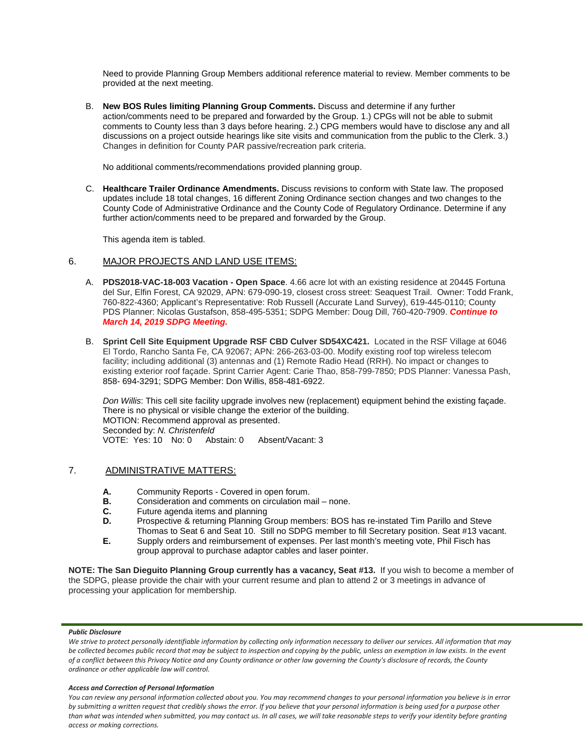Need to provide Planning Group Members additional reference material to review. Member comments to be provided at the next meeting.

B. **New BOS Rules limiting Planning Group Comments.** Discuss and determine if any further action/comments need to be prepared and forwarded by the Group. 1.) CPGs will not be able to submit comments to County less than 3 days before hearing. 2.) CPG members would have to disclose any and all discussions on a project outside hearings like site visits and communication from the public to the Clerk. 3.) Changes in definition for County PAR passive/recreation park criteria.

   No additional comments/recommendations provided planning group.

C. **Healthcare Trailer Ordinance Amendments.** Discuss revisions to conform with State law. The proposed updates include 18 total changes, 16 different Zoning Ordinance section changes and two changes to the County Code of Administrative Ordinance and the County Code of Regulatory Ordinance. Determine if any further action/comments need to be prepared and forwarded by the Group.

   This agenda item is tabled.

## 6. MAJOR PROJECTS AND LAND USE ITEMS:

A. **PDS2018-VAC-18-003 Vacation - Open Space**. 4.66 acre lot with an existing residence at 20445 Fortuna del Sur, Elfin Forest, CA 92029, APN: 679-090-19, closest cross street: Seaquest Trail. Owner: Todd Frank, 760-822-4360; Applicant's Representative: Rob Russell (Accurate Land Survey), 619-445-0110; County PDS Planner: Nicolas Gustafson, 858-495-5351; SDPG Member: Doug Dill, 760-420-7909. ***Continue to March 14, 2019 SDPG Meeting.***

B. **Sprint Cell Site Equipment Upgrade RSF CBD Culver SD54XC421.** Located in the RSF Village at 6046 El Tordo, Rancho Santa Fe, CA 92067; APN: 266-263-03-00. Modify existing roof top wireless telecom facility; including additional (3) antennas and (1) Remote Radio Head (RRH). No impact or changes to existing exterior roof façade. Sprint Carrier Agent: Carie Thao, 858-799-7850; PDS Planner: Vanessa Pash, 858- 694-3291; SDPG Member: Don Willis, 858-481-6922.

   *Don Willis*: This cell site facility upgrade involves new (replacement) equipment behind the existing façade. There is no physical or visible change the exterior of the building.
   MOTION: Recommend approval as presented.
   Seconded by: *N. Christenfeld*
   VOTE: Yes: 10 No: 0 Abstain: 0 Absent/Vacant: 3

## 7. ADMINISTRATIVE MATTERS:

**A.** Community Reports - Covered in open forum.
**B.** Consideration and comments on circulation mail – none.
**C.** Future agenda items and planning
**D.** Prospective & returning Planning Group members: BOS has re-instated Tim Parillo and Steve Thomas to Seat 6 and Seat 10. Still no SDPG member to fill Secretary position. Seat #13 vacant.
**E.** Supply orders and reimbursement of expenses. Per last month's meeting vote, Phil Fisch has group approval to purchase adaptor cables and laser pointer.

**NOTE: The San Dieguito Planning Group currently has a vacancy, Seat #13.** If you wish to become a member of the SDPG, please provide the chair with your current resume and plan to attend 2 or 3 meetings in advance of processing your application for membership.

***Public Disclosure***

*We strive to protect personally identifiable information by collecting only information necessary to deliver our services. All information that may be collected becomes public record that may be subject to inspection and copying by the public, unless an exemption in law exists. In the event of a conflict between this Privacy Notice and any County ordinance or other law governing the County's disclosure of records, the County ordinance or other applicable law will control.*

***Access and Correction of Personal Information***

*You can review any personal information collected about you. You may recommend changes to your personal information you believe is in error by submitting a written request that credibly shows the error. If you believe that your personal information is being used for a purpose other than what was intended when submitted, you may contact us. In all cases, we will take reasonable steps to verify your identity before granting access or making corrections.*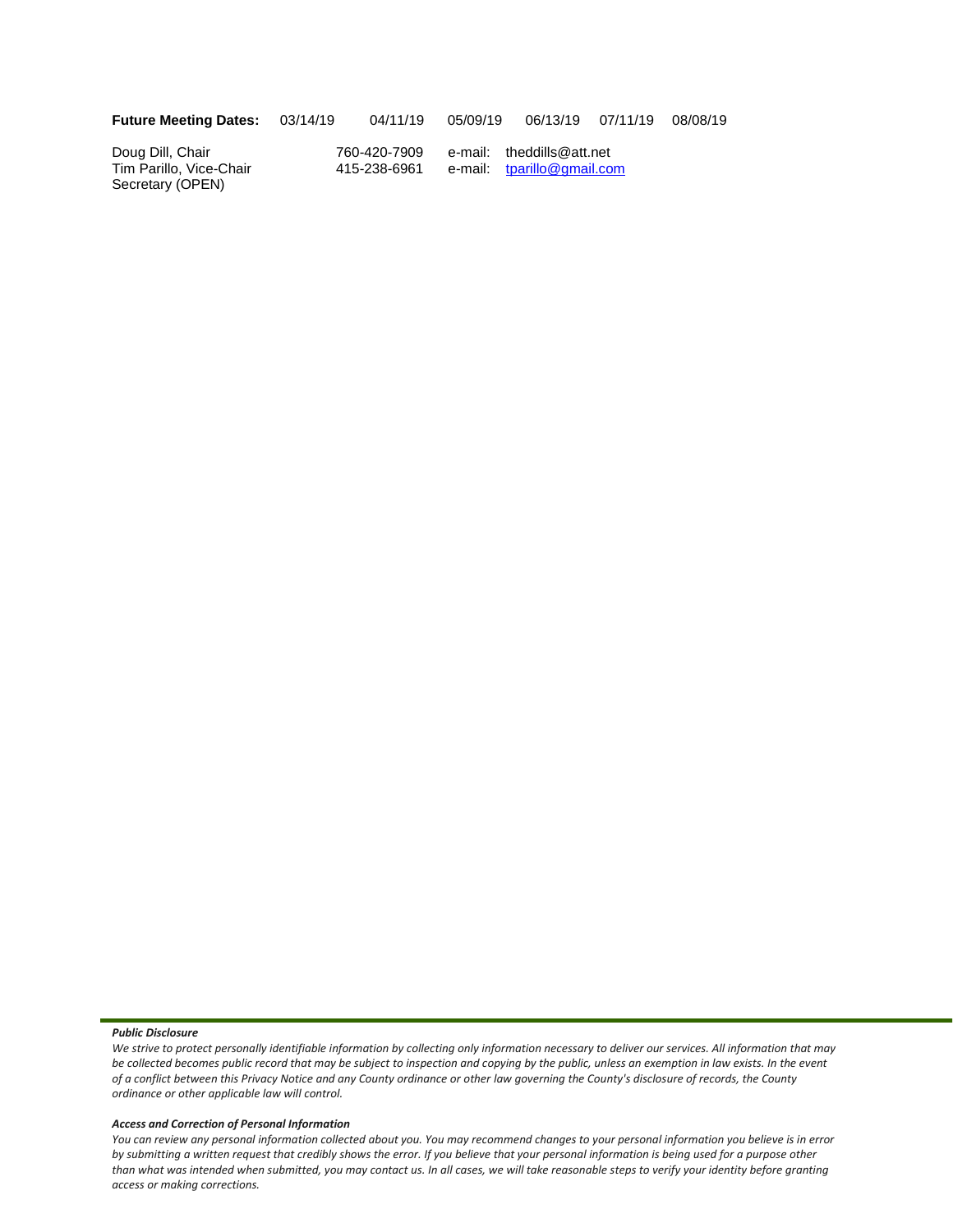**Future Meeting Dates:** 03/14/19 04/11/19 05/09/19 06/13/19 07/11/19 08/08/19

| | | |
|---|---|---|
| Doug Dill, Chair | 760-420-7909 | e-mail: theddills@att.net |
| Tim Parillo, Vice-Chair | 415-238-6961 | e-mail: tparillo@gmail.com |
| Secretary (OPEN) | | |

***Public Disclosure***

*We strive to protect personally identifiable information by collecting only information necessary to deliver our services. All information that may be collected becomes public record that may be subject to inspection and copying by the public, unless an exemption in law exists. In the event of a conflict between this Privacy Notice and any County ordinance or other law governing the County's disclosure of records, the County ordinance or other applicable law will control.*

***Access and Correction of Personal Information***

*You can review any personal information collected about you. You may recommend changes to your personal information you believe is in error by submitting a written request that credibly shows the error. If you believe that your personal information is being used for a purpose other than what was intended when submitted, you may contact us. In all cases, we will take reasonable steps to verify your identity before granting access or making corrections.*